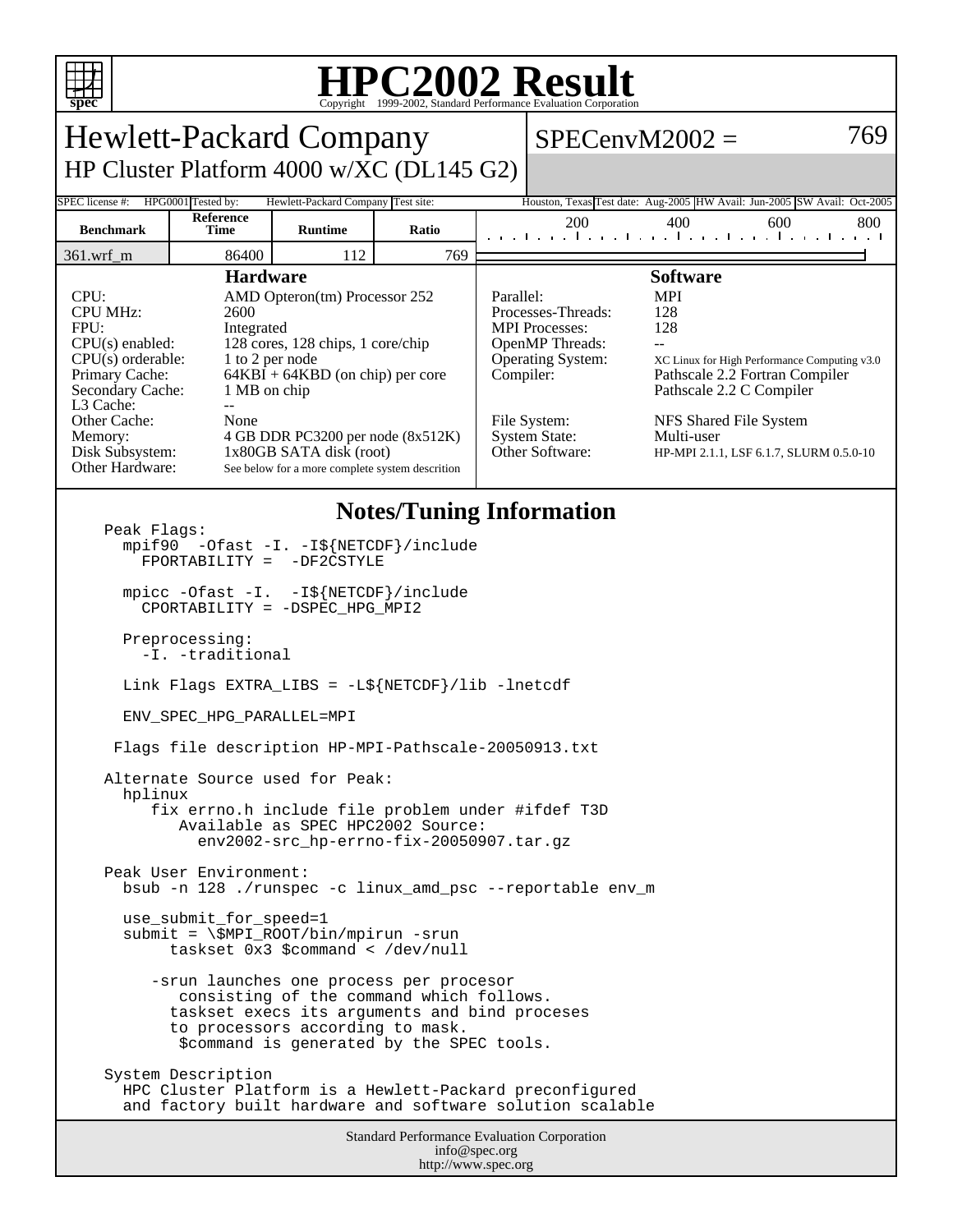# HPC2002 Result

Copyright 1999-2002, Standard Performance Evaluation Corporation

## Hewlett-Packard Company

### HP Cluster Platform 4000 w/XC (DL145 G2)

SPECenvM2002 = 769

SPEC license #: HPG0001 Tested by: Hewlett-Packard Company Test site: Houston, Texas Test date: Aug-2005 HW Avail: Jun-2005 SW Avail: Oct-2005

| Benchmark | Reference Time | Runtime | Ratio |
|---|---|---|---|
| 361.wrf_m | 86400 | 112 | 769 |

200 400 600 800

### Hardware

| | |
|---|---|
| CPU: | AMD Opteron(tm) Processor 252 |
| CPU MHz: | 2600 |
| FPU: | Integrated |
| CPU(s) enabled: | 128 cores, 128 chips, 1 core/chip |
| CPU(s) orderable: | 1 to 2 per node |
| Primary Cache: | 64KBI + 64KBD (on chip) per core |
| Secondary Cache: | 1 MB on chip |
| L3 Cache: | -- |
| Other Cache: | None |
| Memory: | 4 GB DDR PC3200 per node (8x512K) |
| Disk Subsystem: | 1x80GB SATA disk (root) |
| Other Hardware: | See below for a more complete system descrition |

### Software

| | |
|---|---|
| Parallel: | MPI |
| Processes-Threads: | 128 |
| MPI Processes: | 128 |
| OpenMP Threads: | -- |
| Operating System: | XC Linux for High Performance Computing v3.0 |
| Compiler: | Pathscale 2.2 Fortran Compiler<br>Pathscale 2.2 C Compiler |
| File System: | NFS Shared File System |
| System State: | Multi-user |
| Other Software: | HP-MPI 2.1.1, LSF 6.1.7, SLURM 0.5.0-10 |

### Notes/Tuning Information

```
Peak Flags:
  mpif90  -Ofast -I. -I${NETCDF}/include
    FPORTABILITY =  -DF2CSTYLE

  mpicc -Ofast -I.  -I${NETCDF}/include
    CPORTABILITY = -DSPEC_HPG_MPI2

  Preprocessing:
    -I. -traditional

  Link Flags EXTRA_LIBS = -L${NETCDF}/lib -lnetcdf

  ENV_SPEC_HPG_PARALLEL=MPI

 Flags file description HP-MPI-Pathscale-20050913.txt

Alternate Source used for Peak:
  hplinux
     fix errno.h include file problem under #ifdef T3D
        Available as SPEC HPC2002 Source:
          env2002-src_hp-errno-fix-20050907.tar.gz

Peak User Environment:
  bsub -n 128 ./runspec -c linux_amd_psc --reportable env_m

  use_submit_for_speed=1
  submit = \$MPI_ROOT/bin/mpirun -srun
       taskset 0x3 $command < /dev/null

     -srun launches one process per procesor
        consisting of the command which follows.
       taskset execs its arguments and bind proceses
       to processors according to mask.
        $command is generated by the SPEC tools.

System Description
  HPC Cluster Platform is a Hewlett-Packard preconfigured
  and factory built hardware and software solution scalable
```

Standard Performance Evaluation Corporation
info@spec.org
http://www.spec.org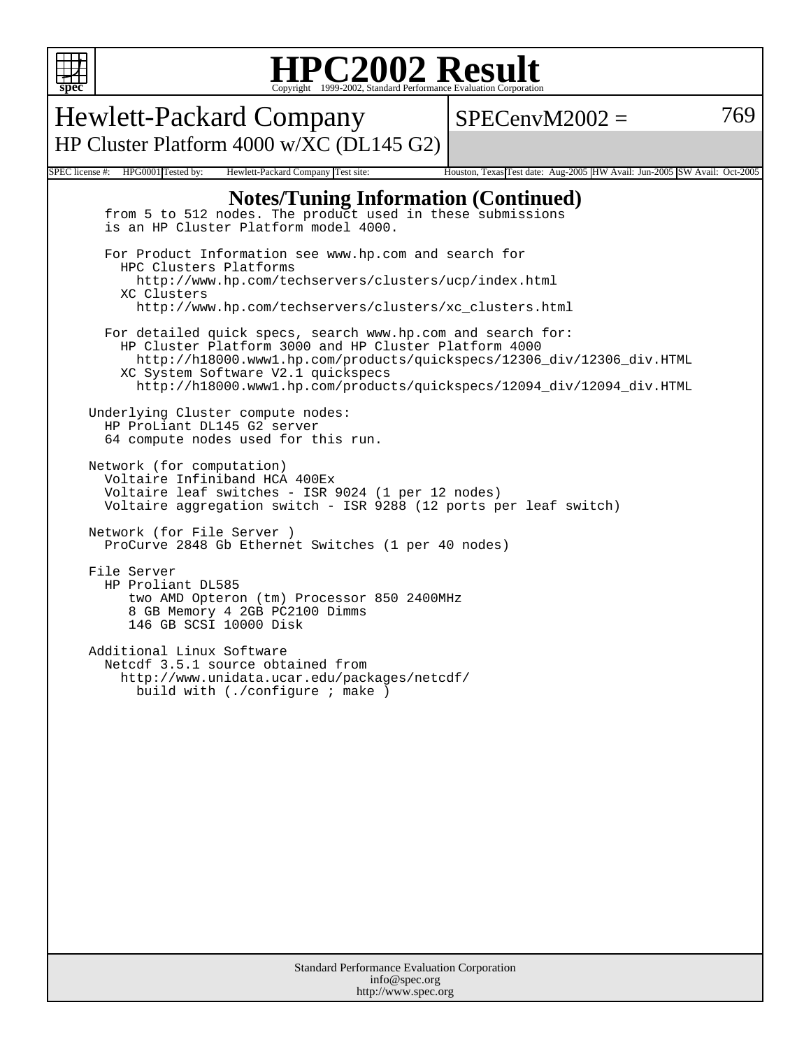# HPC2002 Result

## Hewlett-Packard Company

HP Cluster Platform 4000 w/XC (DL145 G2)

SPECenvM2002 = 769

| SPEC license #: | HPG0001 | Tested by: | Hewlett-Packard Company | Test site: | Houston, Texas | Test date: | Aug-2005 | HW Avail: | Jun-2005 | SW Avail: | Oct-2005 |
| --- | --- | --- | --- | --- | --- | --- | --- | --- | --- | --- | --- |

### Notes/Tuning Information (Continued)

```
  from 5 to 512 nodes. The product used in these submissions
  is an HP Cluster Platform model 4000.

  For Product Information see www.hp.com and search for
    HPC Clusters Platforms
      http://www.hp.com/techservers/clusters/ucp/index.html
    XC Clusters
      http://www.hp.com/techservers/clusters/xc_clusters.html

  For detailed quick specs, search www.hp.com and search for:
    HP Cluster Platform 3000 and HP Cluster Platform 4000
      http://h18000.www1.hp.com/products/quickspecs/12306_div/12306_div.HTML
    XC System Software V2.1 quickspecs
      http://h18000.www1.hp.com/products/quickspecs/12094_div/12094_div.HTML

Underlying Cluster compute nodes:
  HP ProLiant DL145 G2 server
  64 compute nodes used for this run.

Network (for computation)
  Voltaire Infiniband HCA 400Ex
  Voltaire leaf switches - ISR 9024 (1 per 12 nodes)
  Voltaire aggregation switch - ISR 9288 (12 ports per leaf switch)

Network (for File Server )
  ProCurve 2848 Gb Ethernet Switches (1 per 40 nodes)

File Server
  HP Proliant DL585
     two AMD Opteron (tm) Processor 850 2400MHz
     8 GB Memory 4 2GB PC2100 Dimms
     146 GB SCSI 10000 Disk

Additional Linux Software
  Netcdf 3.5.1 source obtained from
    http://www.unidata.ucar.edu/packages/netcdf/
      build with (./configure ; make )
```